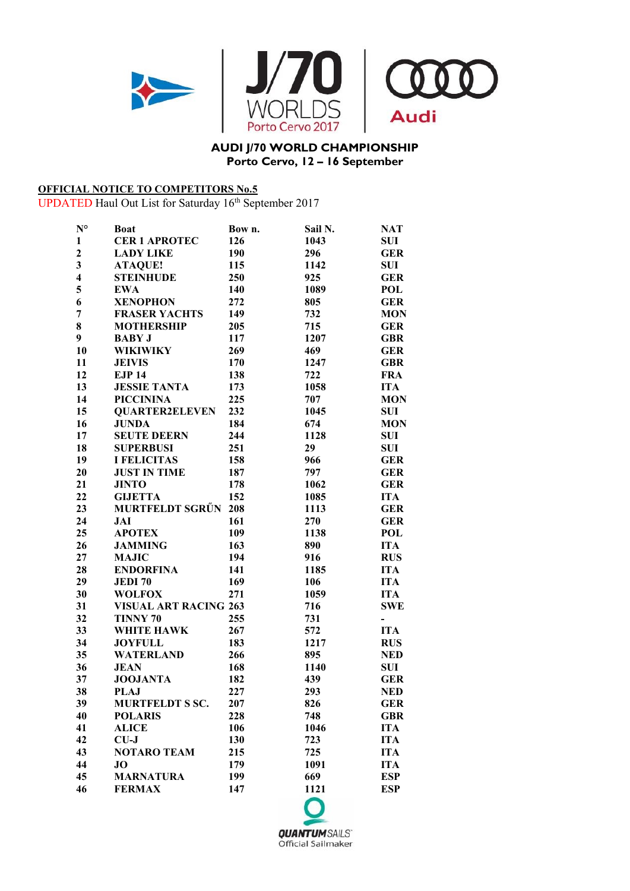J/70 WORLDS Porto Cervo 2017 | Audi

**AUDI J/70 WORLD CHAMPIONSHIP**
**Porto Cervo, 12 – 16 September**

**OFFICIAL NOTICE TO COMPETITORS No.5**

UPDATED Haul Out List for Saturday 16th September 2017

| N° | Boat | Bow n. | Sail N. | NAT |
|---|---|---|---|---|
| 1 | CER 1 APROTEC | 126 | 1043 | SUI |
| 2 | LADY LIKE | 190 | 296 | GER |
| 3 | ATAQUE! | 115 | 1142 | SUI |
| 4 | STEINHUDE | 250 | 925 | GER |
| 5 | EWA | 140 | 1089 | POL |
| 6 | XENOPHON | 272 | 805 | GER |
| 7 | FRASER YACHTS | 149 | 732 | MON |
| 8 | MOTHERSHIP | 205 | 715 | GER |
| 9 | BABY J | 117 | 1207 | GBR |
| 10 | WIKIWIKY | 269 | 469 | GER |
| 11 | JEIVIS | 170 | 1247 | GBR |
| 12 | EJP 14 | 138 | 722 | FRA |
| 13 | JESSIE TANTA | 173 | 1058 | ITA |
| 14 | PICCININA | 225 | 707 | MON |
| 15 | QUARTER2ELEVEN | 232 | 1045 | SUI |
| 16 | JUNDA | 184 | 674 | MON |
| 17 | SEUTE DEERN | 244 | 1128 | SUI |
| 18 | SUPERBUSI | 251 | 29 | SUI |
| 19 | I FELICITAS | 158 | 966 | GER |
| 20 | JUST IN TIME | 187 | 797 | GER |
| 21 | JINTO | 178 | 1062 | GER |
| 22 | GIJETTA | 152 | 1085 | ITA |
| 23 | MURTFELDT SGRŰN | 208 | 1113 | GER |
| 24 | JAI | 161 | 270 | GER |
| 25 | APOTEX | 109 | 1138 | POL |
| 26 | JAMMING | 163 | 890 | ITA |
| 27 | MAJIC | 194 | 916 | RUS |
| 28 | ENDORFINA | 141 | 1185 | ITA |
| 29 | JEDI 70 | 169 | 106 | ITA |
| 30 | WOLFOX | 271 | 1059 | ITA |
| 31 | VISUAL ART RACING | 263 | 716 | SWE |
| 32 | TINNY 70 | 255 | 731 | - |
| 33 | WHITE HAWK | 267 | 572 | ITA |
| 34 | JOYFULL | 183 | 1217 | RUS |
| 35 | WATERLAND | 266 | 895 | NED |
| 36 | JEAN | 168 | 1140 | SUI |
| 37 | JOOJANTA | 182 | 439 | GER |
| 38 | PLAJ | 227 | 293 | NED |
| 39 | MURTFELDT S SC. | 207 | 826 | GER |
| 40 | POLARIS | 228 | 748 | GBR |
| 41 | ALICE | 106 | 1046 | ITA |
| 42 | CU-J | 130 | 723 | ITA |
| 43 | NOTARO TEAM | 215 | 725 | ITA |
| 44 | JO | 179 | 1091 | ITA |
| 45 | MARNATURA | 199 | 669 | ESP |
| 46 | FERMAX | 147 | 1121 | ESP |

QUANTUM SAILS Official Sailmaker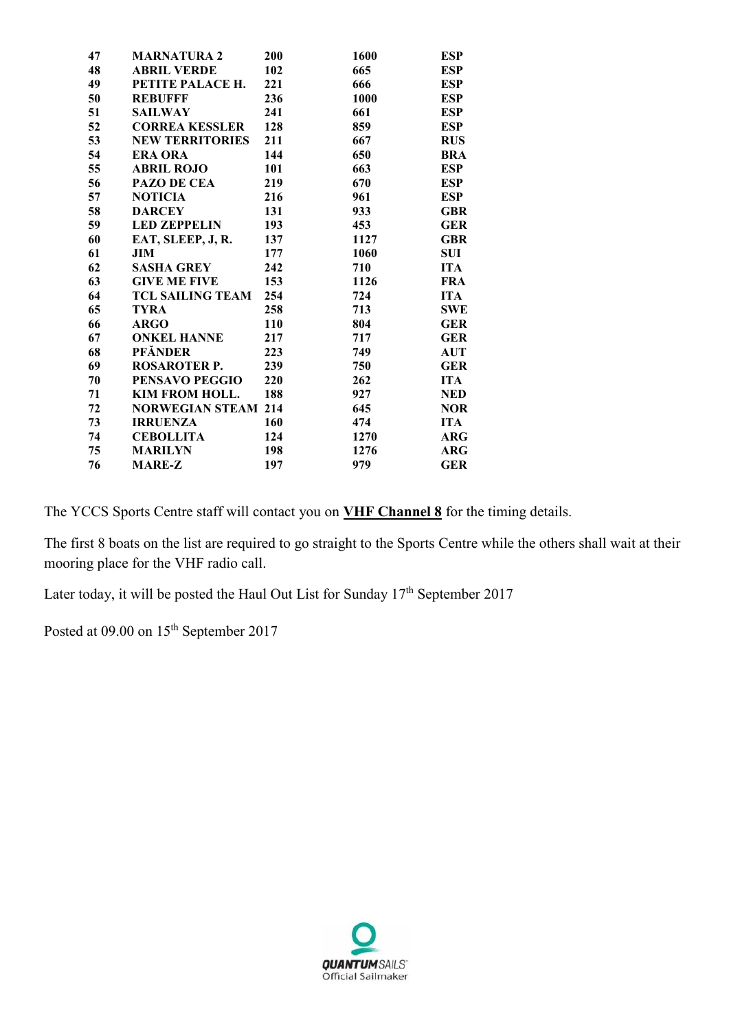| | | | | |
|---|---|---|---|---|
| **47** | **MARNATURA 2** | **200** | **1600** | **ESP** |
| **48** | **ABRIL VERDE** | **102** | **665** | **ESP** |
| **49** | **PETITE PALACE H.** | **221** | **666** | **ESP** |
| **50** | **REBUFFF** | **236** | **1000** | **ESP** |
| **51** | **SAILWAY** | **241** | **661** | **ESP** |
| **52** | **CORREA KESSLER** | **128** | **859** | **ESP** |
| **53** | **NEW TERRITORIES** | **211** | **667** | **RUS** |
| **54** | **ERA ORA** | **144** | **650** | **BRA** |
| **55** | **ABRIL ROJO** | **101** | **663** | **ESP** |
| **56** | **PAZO DE CEA** | **219** | **670** | **ESP** |
| **57** | **NOTICIA** | **216** | **961** | **ESP** |
| **58** | **DARCEY** | **131** | **933** | **GBR** |
| **59** | **LED ZEPPELIN** | **193** | **453** | **GER** |
| **60** | **EAT, SLEEP, J, R.** | **137** | **1127** | **GBR** |
| **61** | **JIM** | **177** | **1060** | **SUI** |
| **62** | **SASHA GREY** | **242** | **710** | **ITA** |
| **63** | **GIVE ME FIVE** | **153** | **1126** | **FRA** |
| **64** | **TCL SAILING TEAM** | **254** | **724** | **ITA** |
| **65** | **TYRA** | **258** | **713** | **SWE** |
| **66** | **ARGO** | **110** | **804** | **GER** |
| **67** | **ONKEL HANNE** | **217** | **717** | **GER** |
| **68** | **PFĂNDER** | **223** | **749** | **AUT** |
| **69** | **ROSAROTER P.** | **239** | **750** | **GER** |
| **70** | **PENSAVO PEGGIO** | **220** | **262** | **ITA** |
| **71** | **KIM FROM HOLL.** | **188** | **927** | **NED** |
| **72** | **NORWEGIAN STEAM** | **214** | **645** | **NOR** |
| **73** | **IRRUENZA** | **160** | **474** | **ITA** |
| **74** | **CEBOLLITA** | **124** | **1270** | **ARG** |
| **75** | **MARILYN** | **198** | **1276** | **ARG** |
| **76** | **MARE-Z** | **197** | **979** | **GER** |

The YCCS Sports Centre staff will contact you on **VHF Channel 8** for the timing details.

The first 8 boats on the list are required to go straight to the Sports Centre while the others shall wait at their mooring place for the VHF radio call.

Later today, it will be posted the Haul Out List for Sunday 17th September 2017

Posted at 09.00 on 15th September 2017

QUANTUM SAILS Official Sailmaker